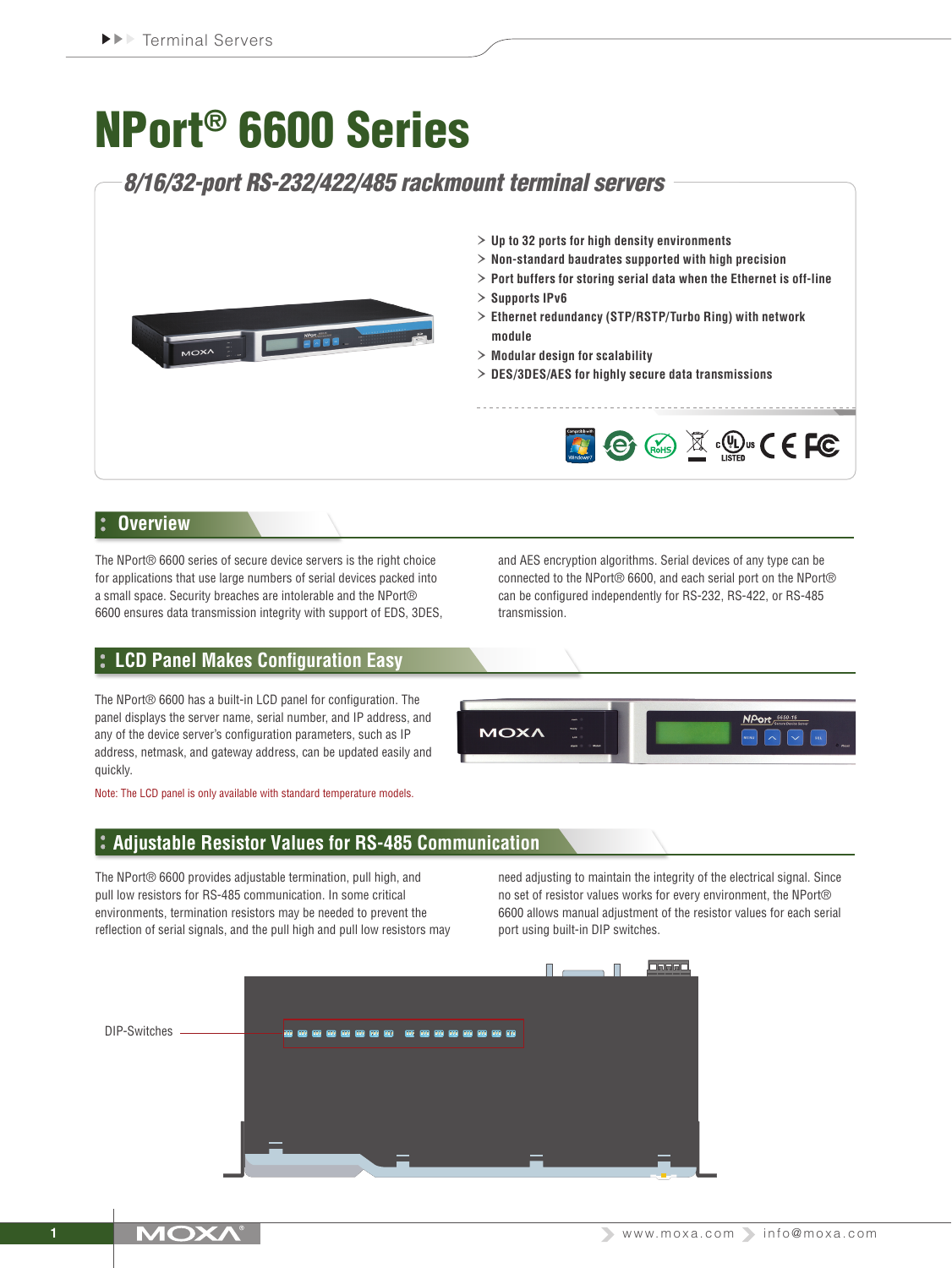# NPort® 6600 Series

## 8/16/32-port RS-232/422/485 rackmount terminal servers

- Up to 32 ports for high density environments
- Non-standard baudrates supported with high precision
- Port buffers for storing serial data when the Ethernet is off-line
- Supports IPv6
- Ethernet redundancy (STP/RSTP/Turbo Ring) with network module
- Modular design for scalability
- DES/3DES/AES for highly secure data transmissions

## Overview

The NPort® 6600 series of secure device servers is the right choice for applications that use large numbers of serial devices packed into a small space. Security breaches are intolerable and the NPort® 6600 ensures data transmission integrity with support of EDS, 3DES, and AES encryption algorithms. Serial devices of any type can be connected to the NPort® 6600, and each serial port on the NPort® 6600 can be configured independently for RS-232, RS-422, or RS-485 transmission.

## LCD Panel Makes Configuration Easy

The NPort® 6600 has a built-in LCD panel for configuration. The panel displays the server name, serial number, and IP address, and any of the device server's configuration parameters, such as IP address, netmask, and gateway address, can be updated easily and quickly.

Note: The LCD panel is only available with standard temperature models.

## Adjustable Resistor Values for RS-485 Communication

The NPort® 6600 provides adjustable termination, pull high, and pull low resistors for RS-485 communication. In some critical environments, termination resistors may be needed to prevent the reflection of serial signals, and the pull high and pull low resistors may need adjusting to maintain the integrity of the electrical signal. Since no set of resistor values works for every environment, the NPort® 6600 allows manual adjustment of the resistor values for each serial port using built-in DIP switches.

DIP-Switches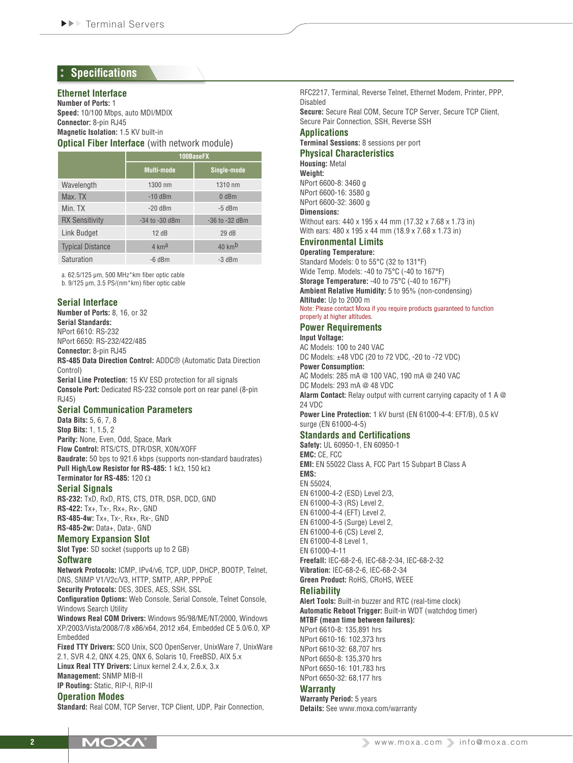## Specifications

### Ethernet Interface

**Number of Ports:** 1
**Speed:** 10/100 Mbps, auto MDI/MDIX
**Connector:** 8-pin RJ45
**Magnetic Isolation:** 1.5 KV built-in

### Optical Fiber Interface (with network module)

| | 100BaseFX | |
|---|---|---|
| | Multi-mode | Single-mode |
| Wavelength | 1300 nm | 1310 nm |
| Max. TX | -10 dBm | 0 dBm |
| Min. TX | -20 dBm | -5 dBm |
| RX Sensitivity | -34 to -30 dBm | -36 to -32 dBm |
| Link Budget | 12 dB | 29 dB |
| Typical Distance | 4 km[a] | 40 km[b] |
| Saturation | -6 dBm | -3 dBm |

a. 62.5/125 μm, 500 MHz*km fiber optic cable
b. 9/125 μm, 3.5 PS/(nm*km) fiber optic cable

### Serial Interface

**Number of Ports:** 8, 16, or 32
**Serial Standards:**
NPort 6610: RS-232
NPort 6650: RS-232/422/485
**Connector:** 8-pin RJ45
**RS-485 Data Direction Control:** ADDC® (Automatic Data Direction Control)
**Serial Line Protection:** 15 KV ESD protection for all signals
**Console Port:** Dedicated RS-232 console port on rear panel (8-pin RJ45)

### Serial Communication Parameters

**Data Bits:** 5, 6, 7, 8
**Stop Bits:** 1, 1.5, 2
**Parity:** None, Even, Odd, Space, Mark
**Flow Control:** RTS/CTS, DTR/DSR, XON/XOFF
**Baudrate:** 50 bps to 921.6 kbps (supports non-standard baudrates)
**Pull High/Low Resistor for RS-485:** 1 kΩ, 150 kΩ
**Terminator for RS-485:** 120 Ω

### Serial Signals

**RS-232:** TxD, RxD, RTS, CTS, DTR, DSR, DCD, GND
**RS-422:** Tx+, Tx-, Rx+, Rx-, GND
**RS-485-4w:** Tx+, Tx-, Rx+, Rx-, GND
**RS-485-2w:** Data+, Data-, GND

### Memory Expansion Slot

**Slot Type:** SD socket (supports up to 2 GB)

### Software

**Network Protocols:** ICMP, IPv4/v6, TCP, UDP, DHCP, BOOTP, Telnet, DNS, SNMP V1/V2c/V3, HTTP, SMTP, ARP, PPPoE
**Security Protocols:** DES, 3DES, AES, SSH, SSL
**Configuration Options:** Web Console, Serial Console, Telnet Console, Windows Search Utility
**Windows Real COM Drivers:** Windows 95/98/ME/NT/2000, Windows XP/2003/Vista/2008/7/8 x86/x64, 2012 x64, Embedded CE 5.0/6.0, XP Embedded
**Fixed TTY Drivers:** SCO Unix, SCO OpenServer, UnixWare 7, UnixWare 2.1, SVR 4.2, QNX 4.25, QNX 6, Solaris 10, FreeBSD, AIX 5.x
**Linux Real TTY Drivers:** Linux kernel 2.4.x, 2.6.x, 3.x
**Management:** SNMP MIB-II
**IP Routing:** Static, RIP-I, RIP-II

### Operation Modes

**Standard:** Real COM, TCP Server, TCP Client, UDP, Pair Connection, RFC2217, Terminal, Reverse Telnet, Ethernet Modem, Printer, PPP, Disabled
**Secure:** Secure Real COM, Secure TCP Server, Secure TCP Client, Secure Pair Connection, SSH, Reverse SSH

### Applications

**Terminal Sessions:** 8 sessions per port

### Physical Characteristics

**Housing:** Metal
**Weight:**
NPort 6600-8: 3460 g
NPort 6600-16: 3580 g
NPort 6600-32: 3600 g
**Dimensions:**
Without ears: 440 x 195 x 44 mm (17.32 x 7.68 x 1.73 in)
With ears: 480 x 195 x 44 mm (18.9 x 7.68 x 1.73 in)

### Environmental Limits

**Operating Temperature:**
Standard Models: 0 to 55°C (32 to 131°F)
Wide Temp. Models: -40 to 75°C (-40 to 167°F)
**Storage Temperature:** -40 to 75°C (-40 to 167°F)
**Ambient Relative Humidity:** 5 to 95% (non-condensing)
**Altitude:** Up to 2000 m
Note: Please contact Moxa if you require products guaranteed to function properly at higher altitudes.

### Power Requirements

**Input Voltage:**
AC Models: 100 to 240 VAC
DC Models: ±48 VDC (20 to 72 VDC, -20 to -72 VDC)
**Power Consumption:**
AC Models: 285 mA @ 100 VAC, 190 mA @ 240 VAC
DC Models: 293 mA @ 48 VDC
**Alarm Contact:** Relay output with current carrying capacity of 1 A @ 24 VDC
**Power Line Protection:** 1 kV burst (EN 61000-4-4: EFT/B), 0.5 kV surge (EN 61000-4-5)

### Standards and Certifications

**Safety:** UL 60950-1, EN 60950-1
**EMC:** CE, FCC
**EMI:** EN 55022 Class A, FCC Part 15 Subpart B Class A
**EMS:**
EN 55024,
EN 61000-4-2 (ESD) Level 2/3,
EN 61000-4-3 (RS) Level 2,
EN 61000-4-4 (EFT) Level 2,
EN 61000-4-5 (Surge) Level 2,
EN 61000-4-6 (CS) Level 2,
EN 61000-4-8 Level 1,
EN 61000-4-11
**Freefall:** IEC-68-2-6, IEC-68-2-34, IEC-68-2-32
**Vibration:** IEC-68-2-6, IEC-68-2-34
**Green Product:** RoHS, CRoHS, WEEE

### Reliability

**Alert Tools:** Built-in buzzer and RTC (real-time clock)
**Automatic Reboot Trigger:** Built-in WDT (watchdog timer)
**MTBF (mean time between failures):**
NPort 6610-8: 135,891 hrs
NPort 6610-16: 102,373 hrs
NPort 6610-32: 68,707 hrs
NPort 6650-8: 135,370 hrs
NPort 6650-16: 101,783 hrs
NPort 6650-32: 68,177 hrs

### Warranty

**Warranty Period:** 5 years
**Details:** See www.moxa.com/warranty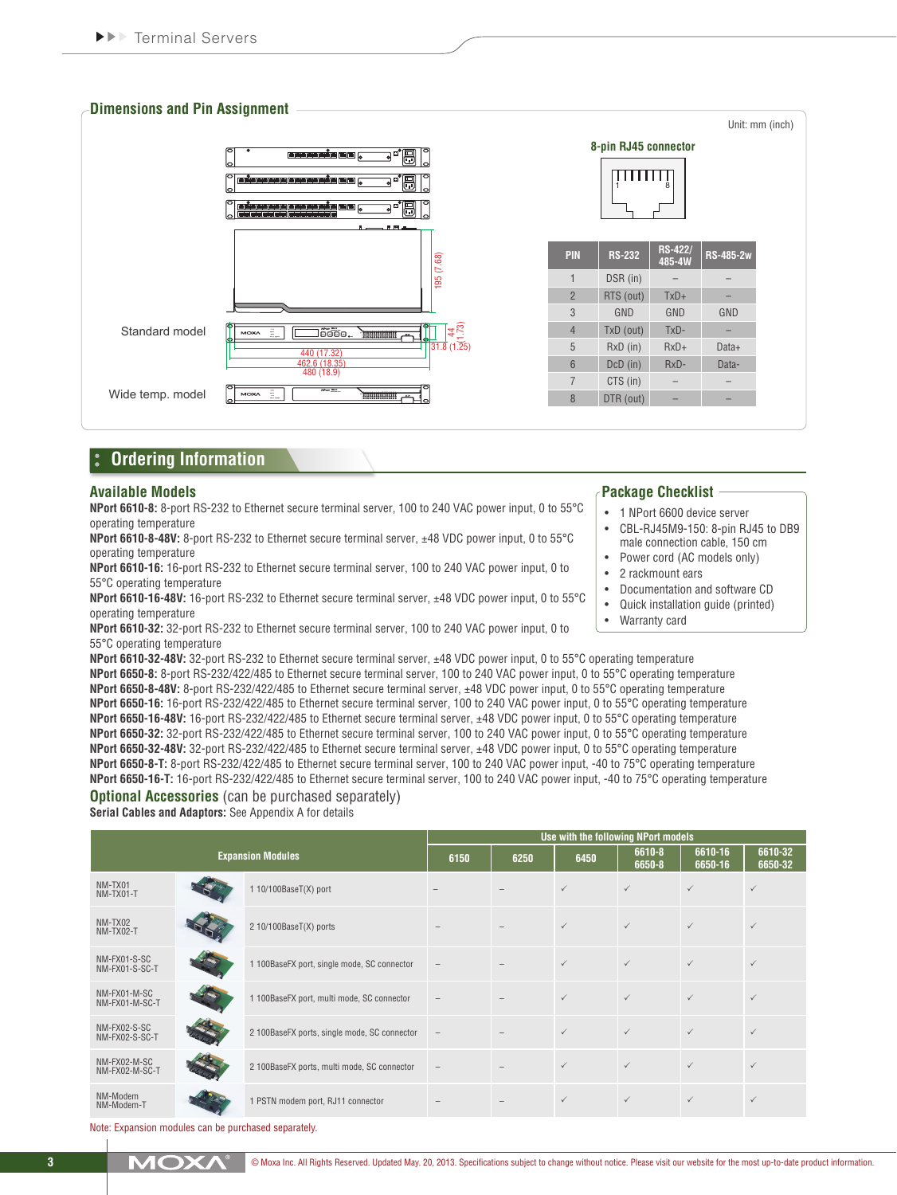## Dimensions and Pin Assignment

Unit: mm (inch)

Standard model

Wide temp. model

195 (7.68)

44 (1.73)

31.8 (1.25)

440 (17.32)

462.6 (18.35)

480 (18.9)

**8-pin RJ45 connector**

1 8

| PIN | RS-232 | RS-422/ 485-4W | RS-485-2w |
|---|---|---|---|
| 1 | DSR (in) | – | – |
| 2 | RTS (out) | TxD+ | – |
| 3 | GND | GND | GND |
| 4 | TxD (out) | TxD- | – |
| 5 | RxD (in) | RxD+ | Data+ |
| 6 | DcD (in) | RxD- | Data- |
| 7 | CTS (in) | – | – |
| 8 | DTR (out) | – | – |

## Ordering Information

### Available Models

**NPort 6610-8:** 8-port RS-232 to Ethernet secure terminal server, 100 to 240 VAC power input, 0 to 55°C operating temperature
**NPort 6610-8-48V:** 8-port RS-232 to Ethernet secure terminal server, ±48 VDC power input, 0 to 55°C operating temperature
**NPort 6610-16:** 16-port RS-232 to Ethernet secure terminal server, 100 to 240 VAC power input, 0 to 55°C operating temperature
**NPort 6610-16-48V:** 16-port RS-232 to Ethernet secure terminal server, ±48 VDC power input, 0 to 55°C operating temperature
**NPort 6610-32:** 32-port RS-232 to Ethernet secure terminal server, 100 to 240 VAC power input, 0 to 55°C operating temperature
**NPort 6610-32-48V:** 32-port RS-232 to Ethernet secure terminal server, ±48 VDC power input, 0 to 55°C operating temperature
**NPort 6650-8:** 8-port RS-232/422/485 to Ethernet secure terminal server, 100 to 240 VAC power input, 0 to 55°C operating temperature
**NPort 6650-8-48V:** 8-port RS-232/422/485 to Ethernet secure terminal server, ±48 VDC power input, 0 to 55°C operating temperature
**NPort 6650-16:** 16-port RS-232/422/485 to Ethernet secure terminal server, 100 to 240 VAC power input, 0 to 55°C operating temperature
**NPort 6650-16-48V:** 16-port RS-232/422/485 to Ethernet secure terminal server, ±48 VDC power input, 0 to 55°C operating temperature
**NPort 6650-32:** 32-port RS-232/422/485 to Ethernet secure terminal server, 100 to 240 VAC power input, 0 to 55°C operating temperature
**NPort 6650-32-48V:** 32-port RS-232/422/485 to Ethernet secure terminal server, ±48 VDC power input, 0 to 55°C operating temperature
**NPort 6650-8-T:** 8-port RS-232/422/485 to Ethernet secure terminal server, 100 to 240 VAC power input, -40 to 75°C operating temperature
**NPort 6650-16-T:** 16-port RS-232/422/485 to Ethernet secure terminal server, 100 to 240 VAC power input, -40 to 75°C operating temperature

### Package Checklist

- 1 NPort 6600 device server
- CBL-RJ45M9-150: 8-pin RJ45 to DB9 male connection cable, 150 cm
- Power cord (AC models only)
- 2 rackmount ears
- Documentation and software CD
- Quick installation guide (printed)
- Warranty card

### Optional Accessories (can be purchased separately)

**Serial Cables and Adaptors:** See Appendix A for details

| Expansion Modules | | | Use with the following NPort models | | | | | |
|---|---|---|---|---|---|---|---|---|
| | | | 6150 | 6250 | 6450 | 6610-8 6650-8 | 6610-16 6650-16 | 6610-32 6650-32 |
| NM-TX01 NM-TX01-T | | 1 10/100BaseT(X) port | – | – | ✓ | ✓ | ✓ | ✓ |
| NM-TX02 NM-TX02-T | | 2 10/100BaseT(X) ports | – | – | ✓ | ✓ | ✓ | ✓ |
| NM-FX01-S-SC NM-FX01-S-SC-T | | 1 100BaseFX port, single mode, SC connector | – | – | ✓ | ✓ | ✓ | ✓ |
| NM-FX01-M-SC NM-FX01-M-SC-T | | 1 100BaseFX port, multi mode, SC connector | – | – | ✓ | ✓ | ✓ | ✓ |
| NM-FX02-S-SC NM-FX02-S-SC-T | | 2 100BaseFX ports, single mode, SC connector | – | – | ✓ | ✓ | ✓ | ✓ |
| NM-FX02-M-SC NM-FX02-M-SC-T | | 2 100BaseFX ports, multi mode, SC connector | – | – | ✓ | ✓ | ✓ | ✓ |
| NM-Modem NM-Modem-T | | 1 PSTN modem port, RJ11 connector | – | – | ✓ | ✓ | ✓ | ✓ |

Note: Expansion modules can be purchased separately.

© Moxa Inc. All Rights Reserved. Updated May. 20, 2013. Specifications subject to change without notice. Please visit our website for the most up-to-date product information.